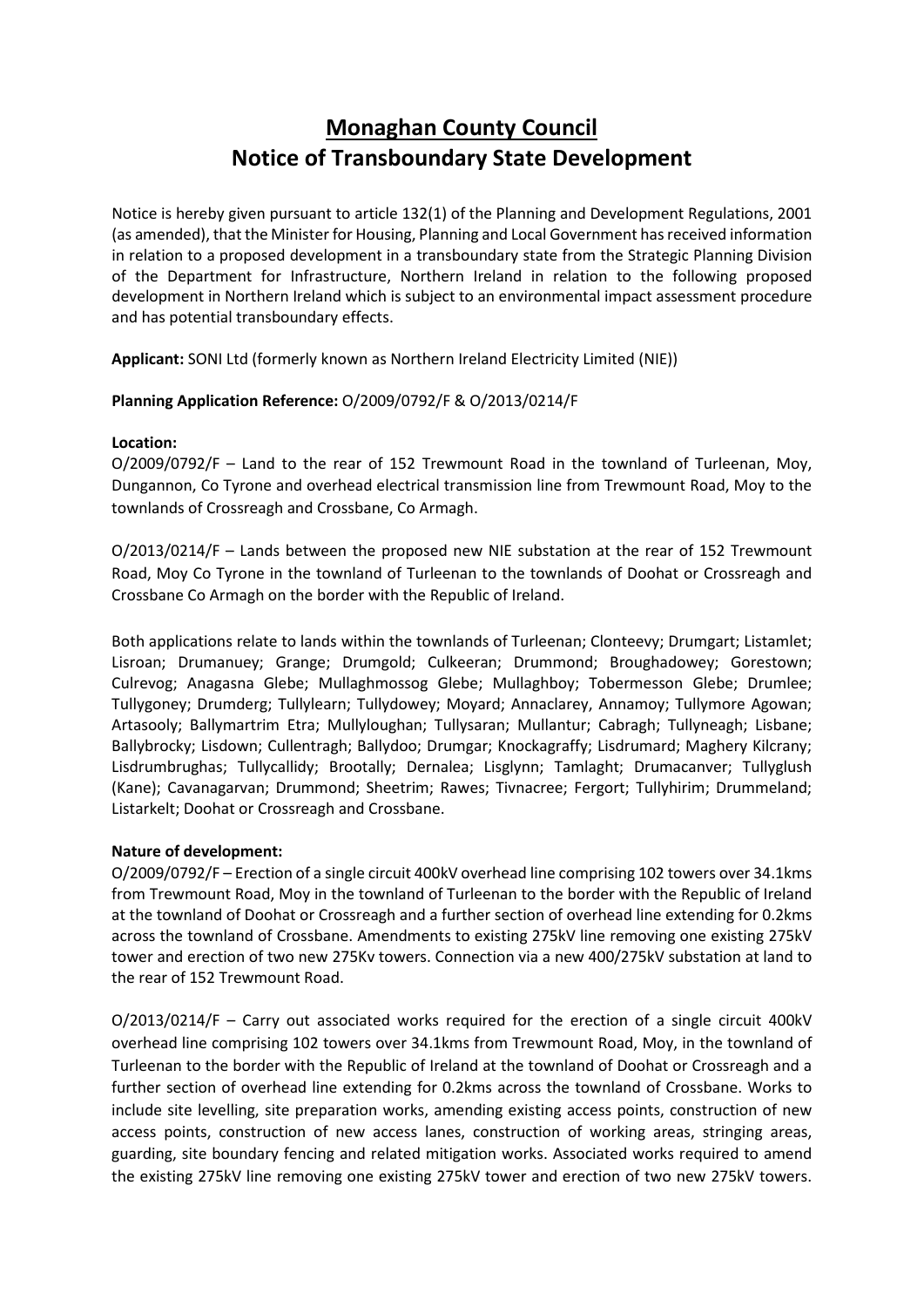# <u>Monaghan County Council</u>
# Notice of Transboundary State Development

Notice is hereby given pursuant to article 132(1) of the Planning and Development Regulations, 2001 (as amended), that the Minister for Housing, Planning and Local Government has received information in relation to a proposed development in a transboundary state from the Strategic Planning Division of the Department for Infrastructure, Northern Ireland in relation to the following proposed development in Northern Ireland which is subject to an environmental impact assessment procedure and has potential transboundary effects.

**Applicant:** SONI Ltd (formerly known as Northern Ireland Electricity Limited (NIE))

**Planning Application Reference:** O/2009/0792/F & O/2013/0214/F

**Location:**

O/2009/0792/F – Land to the rear of 152 Trewmount Road in the townland of Turleenan, Moy, Dungannon, Co Tyrone and overhead electrical transmission line from Trewmount Road, Moy to the townlands of Crossreagh and Crossbane, Co Armagh.

O/2013/0214/F – Lands between the proposed new NIE substation at the rear of 152 Trewmount Road, Moy Co Tyrone in the townland of Turleenan to the townlands of Doohat or Crossreagh and Crossbane Co Armagh on the border with the Republic of Ireland.

Both applications relate to lands within the townlands of Turleenan; Clonteevy; Drumgart; Listamlet; Lisroan; Drumanuey; Grange; Drumgold; Culkeeran; Drummond; Broughadowey; Gorestown; Culrevog; Anagasna Glebe; Mullaghmossog Glebe; Mullaghboy; Tobermesson Glebe; Drumlee; Tullygoney; Drumderg; Tullylearn; Tullydowey; Moyard; Annaclarey, Annamoy; Tullymore Agowan; Artasooly; Ballymartrim Etra; Mullyloughan; Tullysaran; Mullantur; Cabragh; Tullyneagh; Lisbane; Ballybrocky; Lisdown; Cullentragh; Ballydoo; Drumgar; Knockagraffy; Lisdrumard; Maghery Kilcrany; Lisdrumbrughas; Tullycallidy; Brootally; Dernalea; Lisglynn; Tamlaght; Drumacanver; Tullyglush (Kane); Cavanagarvan; Drummond; Sheetrim; Rawes; Tivnacree; Fergort; Tullyhirim; Drummeland; Listarkelt; Doohat or Crossreagh and Crossbane.

**Nature of development:**

O/2009/0792/F – Erection of a single circuit 400kV overhead line comprising 102 towers over 34.1kms from Trewmount Road, Moy in the townland of Turleenan to the border with the Republic of Ireland at the townland of Doohat or Crossreagh and a further section of overhead line extending for 0.2kms across the townland of Crossbane. Amendments to existing 275kV line removing one existing 275kV tower and erection of two new 275Kv towers. Connection via a new 400/275kV substation at land to the rear of 152 Trewmount Road.

O/2013/0214/F – Carry out associated works required for the erection of a single circuit 400kV overhead line comprising 102 towers over 34.1kms from Trewmount Road, Moy, in the townland of Turleenan to the border with the Republic of Ireland at the townland of Doohat or Crossreagh and a further section of overhead line extending for 0.2kms across the townland of Crossbane. Works to include site levelling, site preparation works, amending existing access points, construction of new access points, construction of new access lanes, construction of working areas, stringing areas, guarding, site boundary fencing and related mitigation works. Associated works required to amend the existing 275kV line removing one existing 275kV tower and erection of two new 275kV towers.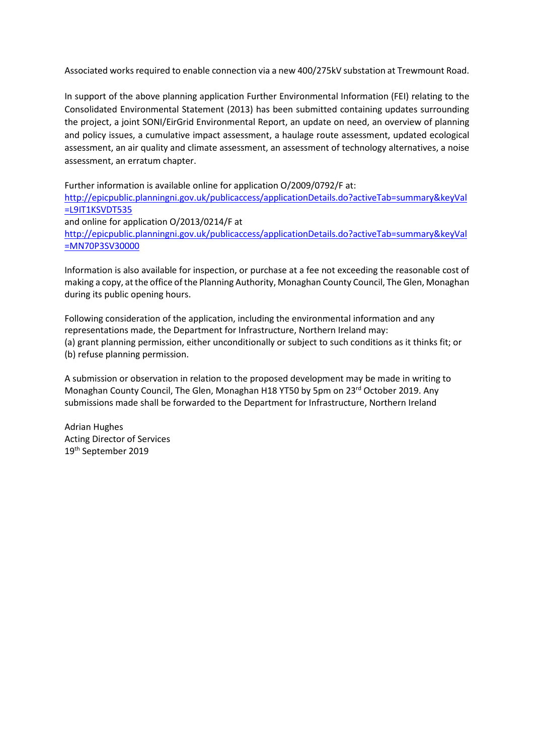Associated works required to enable connection via a new 400/275kV substation at Trewmount Road.

In support of the above planning application Further Environmental Information (FEI) relating to the Consolidated Environmental Statement (2013) has been submitted containing updates surrounding the project, a joint SONI/EirGrid Environmental Report, an update on need, an overview of planning and policy issues, a cumulative impact assessment, a haulage route assessment, updated ecological assessment, an air quality and climate assessment, an assessment of technology alternatives, a noise assessment, an erratum chapter.

Further information is available online for application O/2009/0792/F at:
http://epicpublic.planningni.gov.uk/publicaccess/applicationDetails.do?activeTab=summary&keyVal=L9IT1KSVDT535
and online for application O/2013/0214/F at
http://epicpublic.planningni.gov.uk/publicaccess/applicationDetails.do?activeTab=summary&keyVal=MN70P3SV30000

Information is also available for inspection, or purchase at a fee not exceeding the reasonable cost of making a copy, at the office of the Planning Authority, Monaghan County Council, The Glen, Monaghan during its public opening hours.

Following consideration of the application, including the environmental information and any representations made, the Department for Infrastructure, Northern Ireland may:
(a) grant planning permission, either unconditionally or subject to such conditions as it thinks fit; or
(b) refuse planning permission.

A submission or observation in relation to the proposed development may be made in writing to Monaghan County Council, The Glen, Monaghan H18 YT50 by 5pm on 23rd October 2019. Any submissions made shall be forwarded to the Department for Infrastructure, Northern Ireland

Adrian Hughes
Acting Director of Services
19th September 2019